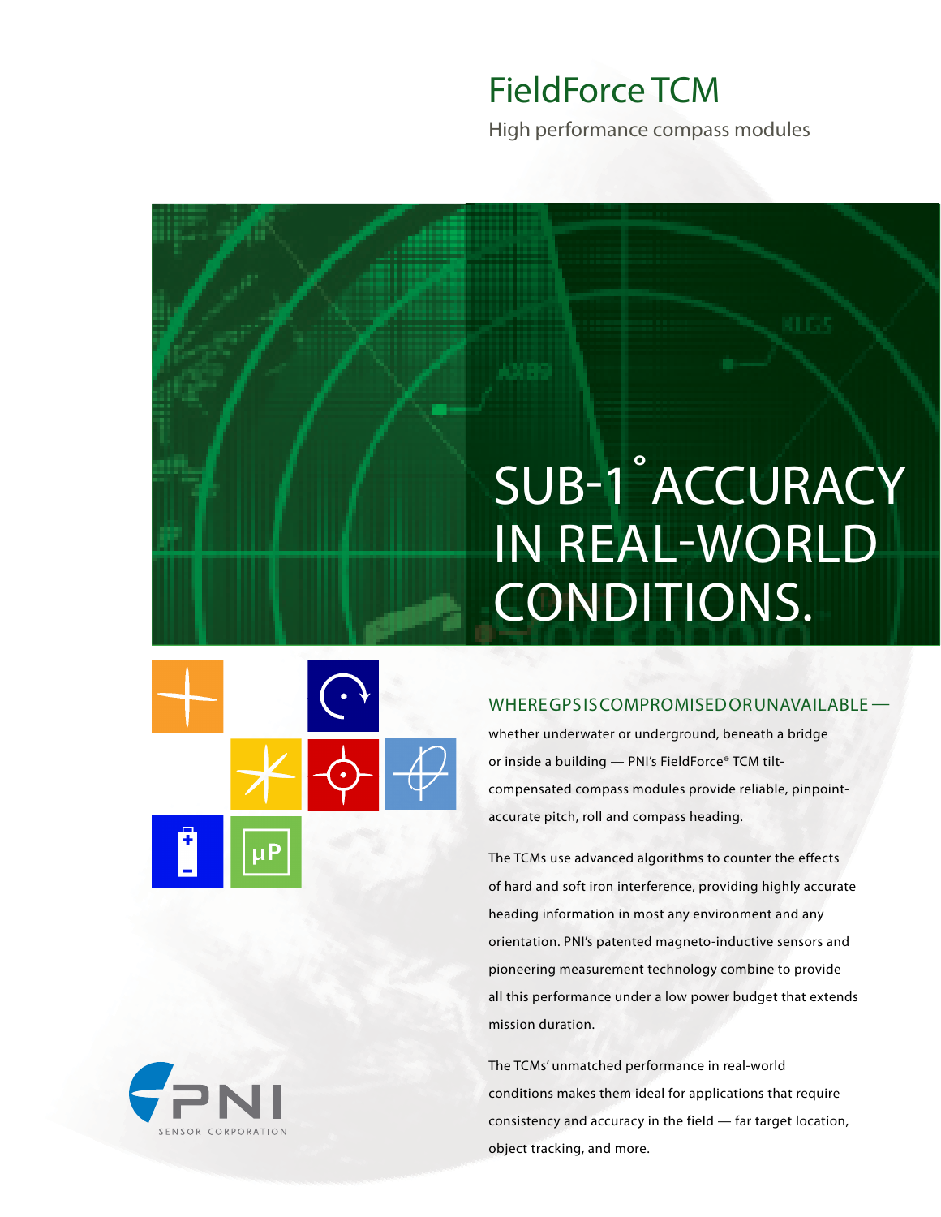# FieldForce TCM

High performance compass modules

## SUB-1° ACCURACY IN REAL-WORLD CONDITIONS.

WHERE GPS IS COMPROMISED OR UNAVAILABLE — whether underwater or underground, beneath a bridge or inside a building — PNI's FieldForce® TCM tilt-compensated compass modules provide reliable, pinpoint-accurate pitch, roll and compass heading.

The TCMs use advanced algorithms to counter the effects of hard and soft iron interference, providing highly accurate heading information in most any environment and any orientation. PNI's patented magneto-inductive sensors and pioneering measurement technology combine to provide all this performance under a low power budget that extends mission duration.

The TCMs' unmatched performance in real-world conditions makes them ideal for applications that require consistency and accuracy in the field — far target location, object tracking, and more.

PNI SENSOR CORPORATION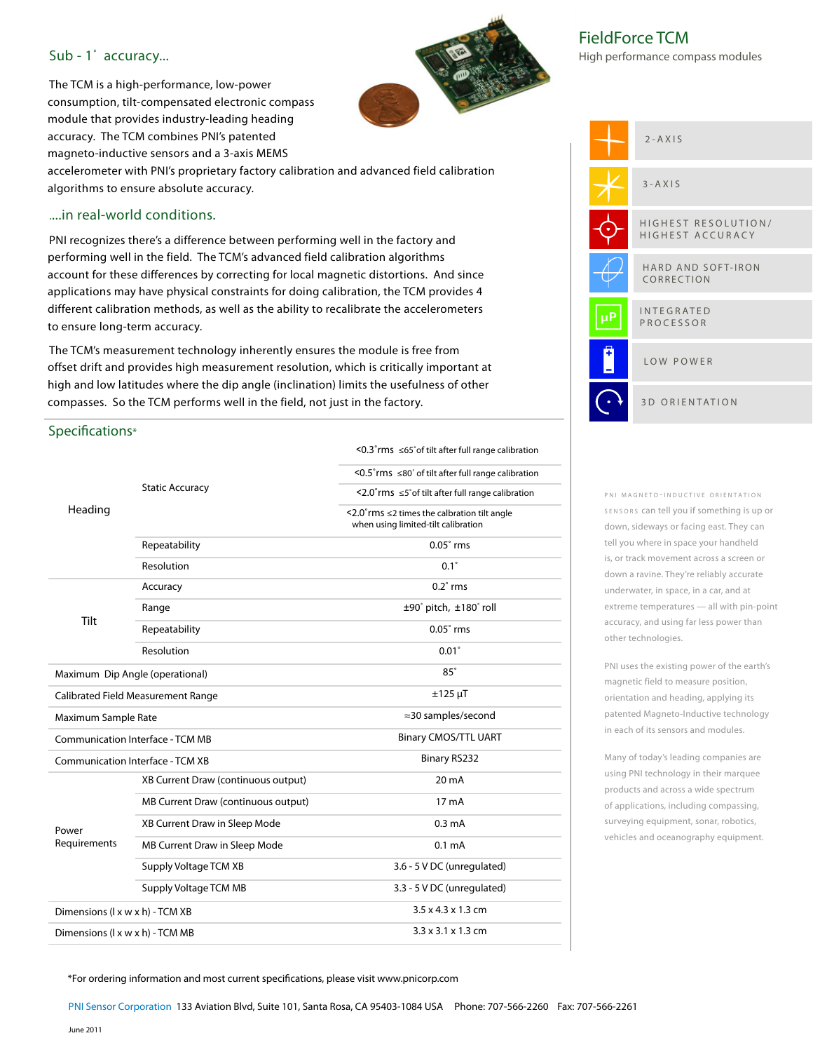# FieldForce TCM

High performance compass modules

2-AXIS

3-AXIS

HIGHEST RESOLUTION/ HIGHEST ACCURACY

HARD AND SOFT-IRON CORRECTION

INTEGRATED PROCESSOR

LOW POWER

3D ORIENTATION

## Sub - 1° accuracy...

The TCM is a high-performance, low-power consumption, tilt-compensated electronic compass module that provides industry-leading heading accuracy. The TCM combines PNI's patented magneto-inductive sensors and a 3-axis MEMS accelerometer with PNI's proprietary factory calibration and advanced field calibration algorithms to ensure absolute accuracy.

## ....in real-world conditions.

PNI recognizes there's a difference between performing well in the factory and performing well in the field. The TCM's advanced field calibration algorithms account for these differences by correcting for local magnetic distortions. And since applications may have physical constraints for doing calibration, the TCM provides 4 different calibration methods, as well as the ability to recalibrate the accelerometers to ensure long-term accuracy.

The TCM's measurement technology inherently ensures the module is free from offset drift and provides high measurement resolution, which is critically important at high and low latitudes where the dip angle (inclination) limits the usefulness of other compasses. So the TCM performs well in the field, not just in the factory.

## Specifications*

| | | |
|---|---|---|
| Heading | Static Accuracy | <0.3° rms ≤65° of tilt after full range calibration |
| | | <0.5° rms ≤80° of tilt after full range calibration |
| | | <2.0° rms ≤5° of tilt after full range calibration |
| | | <2.0° rms ≤2 times the calbration tilt angle when using limited-tilt calibration |
| | Repeatability | 0.05° rms |
| | Resolution | 0.1° |
| Tilt | Accuracy | 0.2° rms |
| | Range | ±90° pitch, ±180° roll |
| | Repeatability | 0.05° rms |
| | Resolution | 0.01° |
| Maximum Dip Angle (operational) | | 85° |
| Calibrated Field Measurement Range | | ±125 µT |
| Maximum Sample Rate | | ≈30 samples/second |
| Communication Interface - TCM MB | | Binary CMOS/TTL UART |
| Communication Interface - TCM XB | | Binary RS232 |
| Power Requirements | XB Current Draw (continuous output) | 20 mA |
| | MB Current Draw (continuous output) | 17 mA |
| | XB Current Draw in Sleep Mode | 0.3 mA |
| | MB Current Draw in Sleep Mode | 0.1 mA |
| | Supply Voltage TCM XB | 3.6 - 5 V DC (unregulated) |
| | Supply Voltage TCM MB | 3.3 - 5 V DC (unregulated) |
| Dimensions (l x w x h) - TCM XB | | 3.5 x 4.3 x 1.3 cm |
| Dimensions (l x w x h) - TCM MB | | 3.3 x 3.1 x 1.3 cm |

PNI MAGNETO-INDUCTIVE ORIENTATION SENSORS can tell you if something is up or down, sideways or facing east. They can tell you where in space your handheld is, or track movement across a screen or down a ravine. They're reliably accurate underwater, in space, in a car, and at extreme temperatures — all with pin-point accuracy, and using far less power than other technologies.

PNI uses the existing power of the earth's magnetic field to measure position, orientation and heading, applying its patented Magneto-Inductive technology in each of its sensors and modules.

Many of today's leading companies are using PNI technology in their marquee products and across a wide spectrum of applications, including compassing, surveying equipment, sonar, robotics, vehicles and oceanography equipment.

*For ordering information and most current specifications, please visit www.pnicorp.com

PNI Sensor Corporation 133 Aviation Blvd, Suite 101, Santa Rosa, CA 95403-1084 USA Phone: 707-566-2260 Fax: 707-566-2261

June 2011